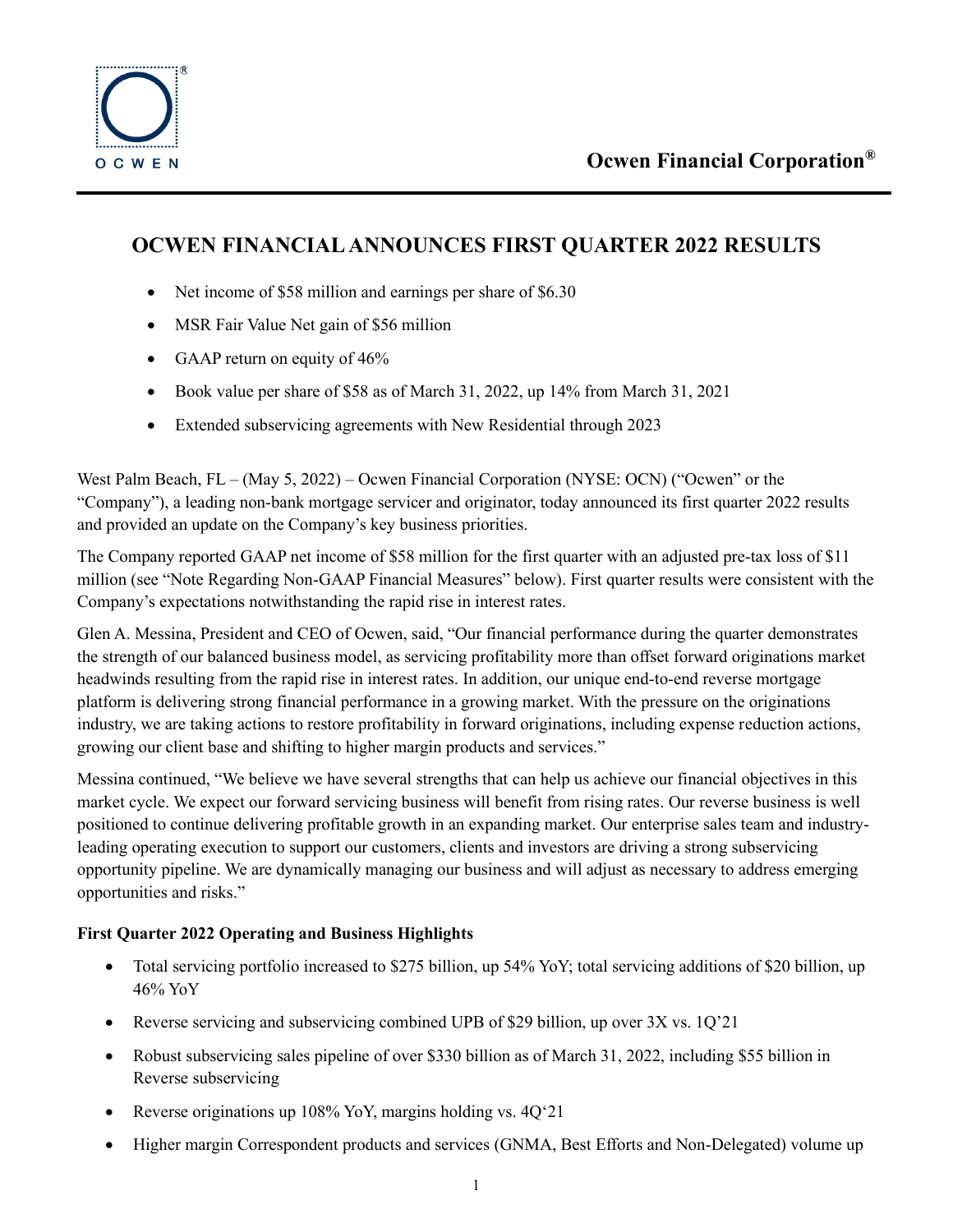Ocwen Financial Corporation®

# OCWEN FINANCIAL ANNOUNCES FIRST QUARTER 2022 RESULTS

- Net income of $58 million and earnings per share of $6.30
- MSR Fair Value Net gain of $56 million
- GAAP return on equity of 46%
- Book value per share of $58 as of March 31, 2022, up 14% from March 31, 2021
- Extended subservicing agreements with New Residential through 2023

West Palm Beach, FL – (May 5, 2022) – Ocwen Financial Corporation (NYSE: OCN) ("Ocwen" or the "Company"), a leading non-bank mortgage servicer and originator, today announced its first quarter 2022 results and provided an update on the Company's key business priorities.

The Company reported GAAP net income of $58 million for the first quarter with an adjusted pre-tax loss of $11 million (see "Note Regarding Non-GAAP Financial Measures" below). First quarter results were consistent with the Company's expectations notwithstanding the rapid rise in interest rates.

Glen A. Messina, President and CEO of Ocwen, said, "Our financial performance during the quarter demonstrates the strength of our balanced business model, as servicing profitability more than offset forward originations market headwinds resulting from the rapid rise in interest rates. In addition, our unique end-to-end reverse mortgage platform is delivering strong financial performance in a growing market. With the pressure on the originations industry, we are taking actions to restore profitability in forward originations, including expense reduction actions, growing our client base and shifting to higher margin products and services."

Messina continued, "We believe we have several strengths that can help us achieve our financial objectives in this market cycle. We expect our forward servicing business will benefit from rising rates. Our reverse business is well positioned to continue delivering profitable growth in an expanding market. Our enterprise sales team and industry-leading operating execution to support our customers, clients and investors are driving a strong subservicing opportunity pipeline. We are dynamically managing our business and will adjust as necessary to address emerging opportunities and risks."

**First Quarter 2022 Operating and Business Highlights**

- Total servicing portfolio increased to $275 billion, up 54% YoY; total servicing additions of $20 billion, up 46% YoY
- Reverse servicing and subservicing combined UPB of $29 billion, up over 3X vs. 1Q'21
- Robust subservicing sales pipeline of over $330 billion as of March 31, 2022, including $55 billion in Reverse subservicing
- Reverse originations up 108% YoY, margins holding vs. 4Q'21
- Higher margin Correspondent products and services (GNMA, Best Efforts and Non-Delegated) volume up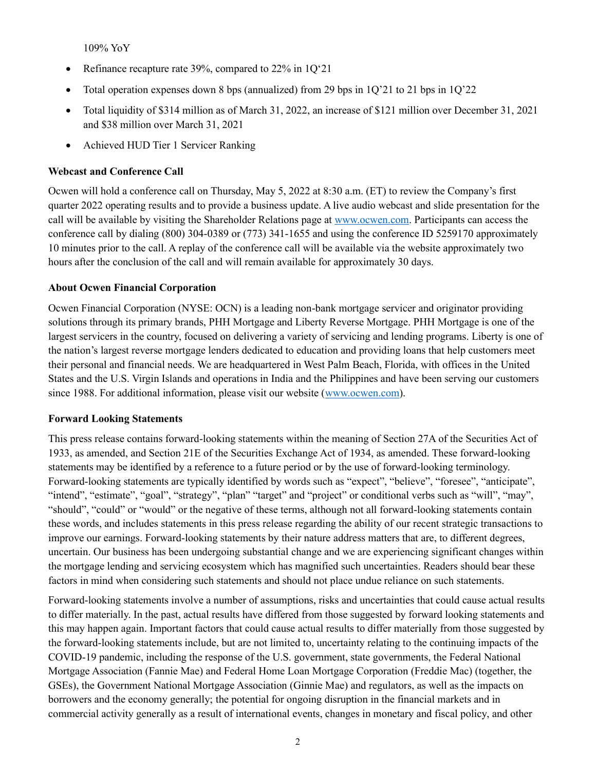109% YoY

- Refinance recapture rate 39%, compared to 22% in 1Q‘21
- Total operation expenses down 8 bps (annualized) from 29 bps in 1Q’21 to 21 bps in 1Q’22
- Total liquidity of $314 million as of March 31, 2022, an increase of $121 million over December 31, 2021 and $38 million over March 31, 2021
- Achieved HUD Tier 1 Servicer Ranking

**Webcast and Conference Call**

Ocwen will hold a conference call on Thursday, May 5, 2022 at 8:30 a.m. (ET) to review the Company’s first quarter 2022 operating results and to provide a business update. A live audio webcast and slide presentation for the call will be available by visiting the Shareholder Relations page at www.ocwen.com. Participants can access the conference call by dialing (800) 304-0389 or (773) 341-1655 and using the conference ID 5259170 approximately 10 minutes prior to the call. A replay of the conference call will be available via the website approximately two hours after the conclusion of the call and will remain available for approximately 30 days.

**About Ocwen Financial Corporation**

Ocwen Financial Corporation (NYSE: OCN) is a leading non-bank mortgage servicer and originator providing solutions through its primary brands, PHH Mortgage and Liberty Reverse Mortgage. PHH Mortgage is one of the largest servicers in the country, focused on delivering a variety of servicing and lending programs. Liberty is one of the nation’s largest reverse mortgage lenders dedicated to education and providing loans that help customers meet their personal and financial needs. We are headquartered in West Palm Beach, Florida, with offices in the United States and the U.S. Virgin Islands and operations in India and the Philippines and have been serving our customers since 1988. For additional information, please visit our website (www.ocwen.com).

**Forward Looking Statements**

This press release contains forward-looking statements within the meaning of Section 27A of the Securities Act of 1933, as amended, and Section 21E of the Securities Exchange Act of 1934, as amended. These forward-looking statements may be identified by a reference to a future period or by the use of forward-looking terminology. Forward-looking statements are typically identified by words such as “expect”, “believe”, “foresee”, “anticipate”, “intend”, “estimate”, “goal”, “strategy”, “plan” “target” and “project” or conditional verbs such as “will”, “may”, “should”, “could” or “would” or the negative of these terms, although not all forward-looking statements contain these words, and includes statements in this press release regarding the ability of our recent strategic transactions to improve our earnings. Forward-looking statements by their nature address matters that are, to different degrees, uncertain. Our business has been undergoing substantial change and we are experiencing significant changes within the mortgage lending and servicing ecosystem which has magnified such uncertainties. Readers should bear these factors in mind when considering such statements and should not place undue reliance on such statements.

Forward-looking statements involve a number of assumptions, risks and uncertainties that could cause actual results to differ materially. In the past, actual results have differed from those suggested by forward looking statements and this may happen again. Important factors that could cause actual results to differ materially from those suggested by the forward-looking statements include, but are not limited to, uncertainty relating to the continuing impacts of the COVID-19 pandemic, including the response of the U.S. government, state governments, the Federal National Mortgage Association (Fannie Mae) and Federal Home Loan Mortgage Corporation (Freddie Mac) (together, the GSEs), the Government National Mortgage Association (Ginnie Mae) and regulators, as well as the impacts on borrowers and the economy generally; the potential for ongoing disruption in the financial markets and in commercial activity generally as a result of international events, changes in monetary and fiscal policy, and other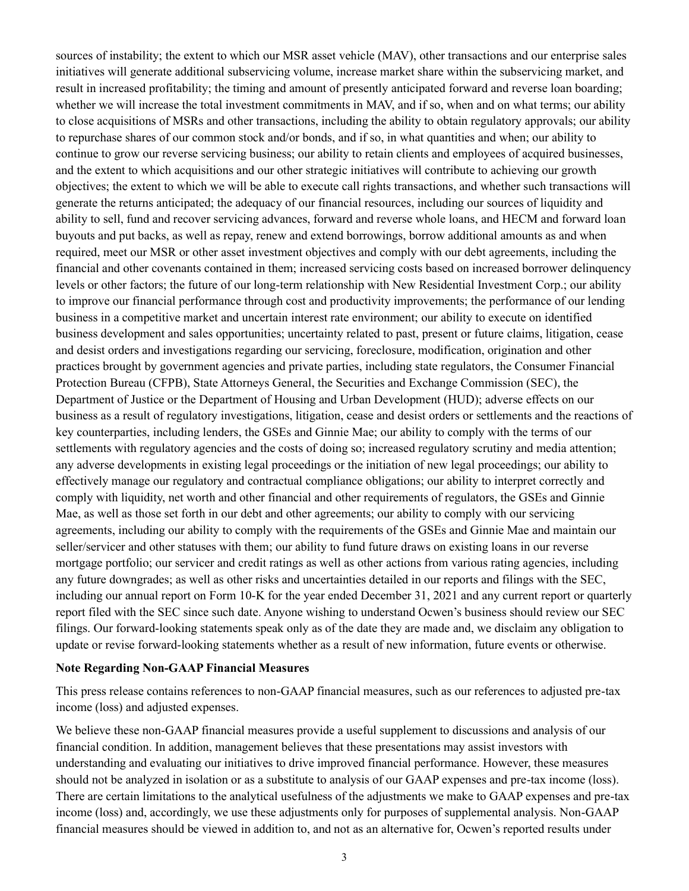sources of instability; the extent to which our MSR asset vehicle (MAV), other transactions and our enterprise sales initiatives will generate additional subservicing volume, increase market share within the subservicing market, and result in increased profitability; the timing and amount of presently anticipated forward and reverse loan boarding; whether we will increase the total investment commitments in MAV, and if so, when and on what terms; our ability to close acquisitions of MSRs and other transactions, including the ability to obtain regulatory approvals; our ability to repurchase shares of our common stock and/or bonds, and if so, in what quantities and when; our ability to continue to grow our reverse servicing business; our ability to retain clients and employees of acquired businesses, and the extent to which acquisitions and our other strategic initiatives will contribute to achieving our growth objectives; the extent to which we will be able to execute call rights transactions, and whether such transactions will generate the returns anticipated; the adequacy of our financial resources, including our sources of liquidity and ability to sell, fund and recover servicing advances, forward and reverse whole loans, and HECM and forward loan buyouts and put backs, as well as repay, renew and extend borrowings, borrow additional amounts as and when required, meet our MSR or other asset investment objectives and comply with our debt agreements, including the financial and other covenants contained in them; increased servicing costs based on increased borrower delinquency levels or other factors; the future of our long-term relationship with New Residential Investment Corp.; our ability to improve our financial performance through cost and productivity improvements; the performance of our lending business in a competitive market and uncertain interest rate environment; our ability to execute on identified business development and sales opportunities; uncertainty related to past, present or future claims, litigation, cease and desist orders and investigations regarding our servicing, foreclosure, modification, origination and other practices brought by government agencies and private parties, including state regulators, the Consumer Financial Protection Bureau (CFPB), State Attorneys General, the Securities and Exchange Commission (SEC), the Department of Justice or the Department of Housing and Urban Development (HUD); adverse effects on our business as a result of regulatory investigations, litigation, cease and desist orders or settlements and the reactions of key counterparties, including lenders, the GSEs and Ginnie Mae; our ability to comply with the terms of our settlements with regulatory agencies and the costs of doing so; increased regulatory scrutiny and media attention; any adverse developments in existing legal proceedings or the initiation of new legal proceedings; our ability to effectively manage our regulatory and contractual compliance obligations; our ability to interpret correctly and comply with liquidity, net worth and other financial and other requirements of regulators, the GSEs and Ginnie Mae, as well as those set forth in our debt and other agreements; our ability to comply with our servicing agreements, including our ability to comply with the requirements of the GSEs and Ginnie Mae and maintain our seller/servicer and other statuses with them; our ability to fund future draws on existing loans in our reverse mortgage portfolio; our servicer and credit ratings as well as other actions from various rating agencies, including any future downgrades; as well as other risks and uncertainties detailed in our reports and filings with the SEC, including our annual report on Form 10-K for the year ended December 31, 2021 and any current report or quarterly report filed with the SEC since such date. Anyone wishing to understand Ocwen's business should review our SEC filings. Our forward-looking statements speak only as of the date they are made and, we disclaim any obligation to update or revise forward-looking statements whether as a result of new information, future events or otherwise.

**Note Regarding Non-GAAP Financial Measures**

This press release contains references to non-GAAP financial measures, such as our references to adjusted pre-tax income (loss) and adjusted expenses.

We believe these non-GAAP financial measures provide a useful supplement to discussions and analysis of our financial condition. In addition, management believes that these presentations may assist investors with understanding and evaluating our initiatives to drive improved financial performance. However, these measures should not be analyzed in isolation or as a substitute to analysis of our GAAP expenses and pre-tax income (loss). There are certain limitations to the analytical usefulness of the adjustments we make to GAAP expenses and pre-tax income (loss) and, accordingly, we use these adjustments only for purposes of supplemental analysis. Non-GAAP financial measures should be viewed in addition to, and not as an alternative for, Ocwen's reported results under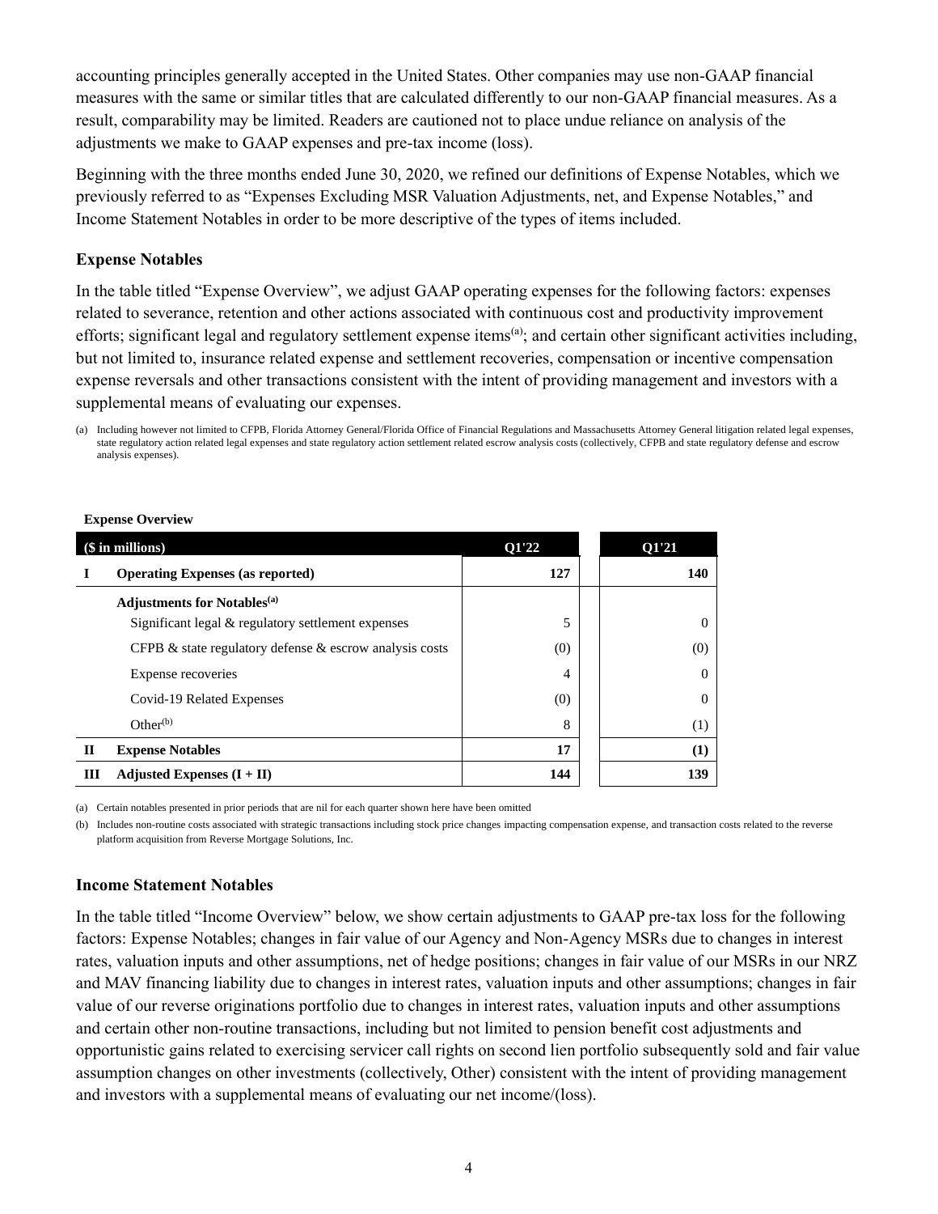accounting principles generally accepted in the United States. Other companies may use non-GAAP financial measures with the same or similar titles that are calculated differently to our non-GAAP financial measures. As a result, comparability may be limited. Readers are cautioned not to place undue reliance on analysis of the adjustments we make to GAAP expenses and pre-tax income (loss).

Beginning with the three months ended June 30, 2020, we refined our definitions of Expense Notables, which we previously referred to as "Expenses Excluding MSR Valuation Adjustments, net, and Expense Notables," and Income Statement Notables in order to be more descriptive of the types of items included.

### Expense Notables

In the table titled "Expense Overview", we adjust GAAP operating expenses for the following factors: expenses related to severance, retention and other actions associated with continuous cost and productivity improvement efforts; significant legal and regulatory settlement expense items[a]; and certain other significant activities including, but not limited to, insurance related expense and settlement recoveries, compensation or incentive compensation expense reversals and other transactions consistent with the intent of providing management and investors with a supplemental means of evaluating our expenses.

(a) Including however not limited to CFPB, Florida Attorney General/Florida Office of Financial Regulations and Massachusetts Attorney General litigation related legal expenses, state regulatory action related legal expenses and state regulatory action settlement related escrow analysis costs (collectively, CFPB and state regulatory defense and escrow analysis expenses).

**Expense Overview**

| | ($ in millions) | Q1'22 | Q1'21 |
|---|---|---|---|
| **I** | **Operating Expenses (as reported)** | **127** | **140** |
| | **Adjustments for Notables[a]** | | |
| | Significant legal & regulatory settlement expenses | 5 | 0 |
| | CFPB & state regulatory defense & escrow analysis costs | (0) | (0) |
| | Expense recoveries | 4 | 0 |
| | Covid-19 Related Expenses | (0) | 0 |
| | Other[b] | 8 | (1) |
| **II** | **Expense Notables** | **17** | **(1)** |
| **III** | **Adjusted Expenses (I + II)** | **144** | **139** |

(a) Certain notables presented in prior periods that are nil for each quarter shown here have been omitted

(b) Includes non-routine costs associated with strategic transactions including stock price changes impacting compensation expense, and transaction costs related to the reverse platform acquisition from Reverse Mortgage Solutions, Inc.

### Income Statement Notables

In the table titled "Income Overview" below, we show certain adjustments to GAAP pre-tax loss for the following factors: Expense Notables; changes in fair value of our Agency and Non-Agency MSRs due to changes in interest rates, valuation inputs and other assumptions, net of hedge positions; changes in fair value of our MSRs in our NRZ and MAV financing liability due to changes in interest rates, valuation inputs and other assumptions; changes in fair value of our reverse originations portfolio due to changes in interest rates, valuation inputs and other assumptions and certain other non-routine transactions, including but not limited to pension benefit cost adjustments and opportunistic gains related to exercising servicer call rights on second lien portfolio subsequently sold and fair value assumption changes on other investments (collectively, Other) consistent with the intent of providing management and investors with a supplemental means of evaluating our net income/(loss).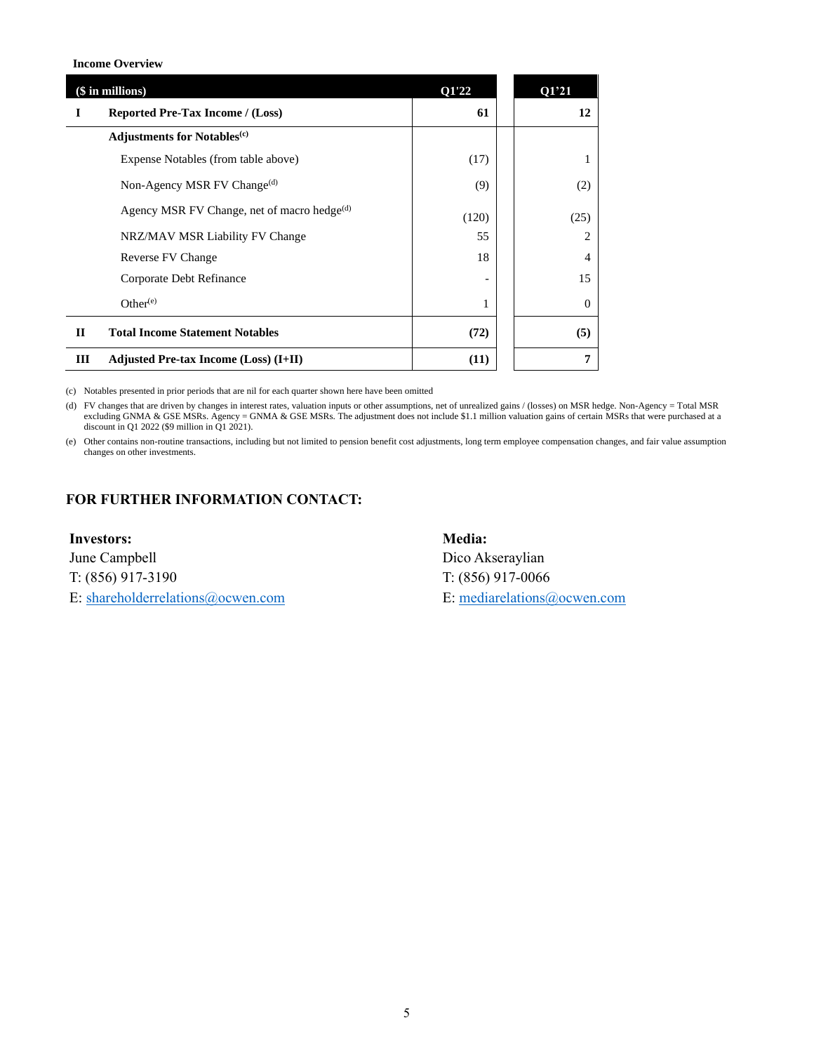**Income Overview**

| | ($ in millions) | Q1'22 | Q1'21 |
|---|---|---|---|
| **I** | **Reported Pre-Tax Income / (Loss)** | **61** | **12** |
| | **Adjustments for Notables[(c)]** | | |
| | Expense Notables (from table above) | (17) | 1 |
| | Non-Agency MSR FV Change[(d)] | (9) | (2) |
| | Agency MSR FV Change, net of macro hedge[(d)] | (120) | (25) |
| | NRZ/MAV MSR Liability FV Change | 55 | 2 |
| | Reverse FV Change | 18 | 4 |
| | Corporate Debt Refinance | - | 15 |
| | Other[(e)] | 1 | 0 |
| **II** | **Total Income Statement Notables** | **(72)** | **(5)** |
| **III** | **Adjusted Pre-tax Income (Loss) (I+II)** | **(11)** | **7** |

(c) Notables presented in prior periods that are nil for each quarter shown here have been omitted

(d) FV changes that are driven by changes in interest rates, valuation inputs or other assumptions, net of unrealized gains / (losses) on MSR hedge. Non-Agency = Total MSR excluding GNMA & GSE MSRs. Agency = GNMA & GSE MSRs. The adjustment does not include $1.1 million valuation gains of certain MSRs that were purchased at a discount in Q1 2022 ($9 million in Q1 2021).

(e) Other contains non-routine transactions, including but not limited to pension benefit cost adjustments, long term employee compensation changes, and fair value assumption changes on other investments.

## FOR FURTHER INFORMATION CONTACT:

**Investors:**
June Campbell
T: (856) 917-3190
E: shareholderrelations@ocwen.com

**Media:**
Dico Akseraylian
T: (856) 917-0066
E: mediarelations@ocwen.com